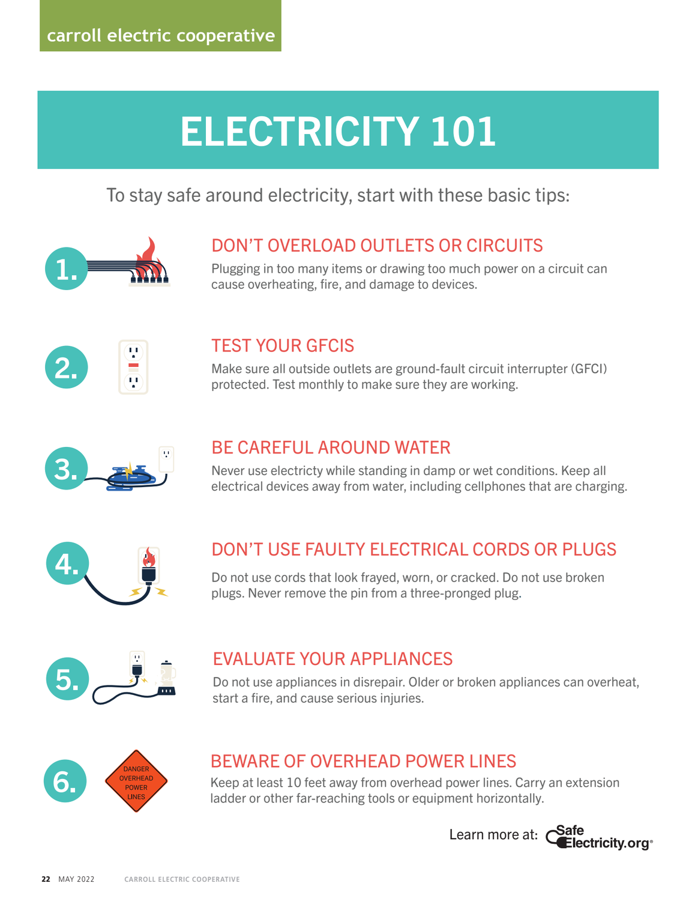carroll electric cooperative

# ELECTRICITY 101

To stay safe around electricity, start with these basic tips:

## 1. DON'T OVERLOAD OUTLETS OR CIRCUITS

Plugging in too many items or drawing too much power on a circuit can cause overheating, fire, and damage to devices.

## 2. TEST YOUR GFCIS

Make sure all outside outlets are ground-fault circuit interrupter (GFCI) protected. Test monthly to make sure they are working.

## 3. BE CAREFUL AROUND WATER

Never use electricty while standing in damp or wet conditions. Keep all electrical devices away from water, including cellphones that are charging.

## 4. DON'T USE FAULTY ELECTRICAL CORDS OR PLUGS

Do not use cords that look frayed, worn, or cracked. Do not use broken plugs. Never remove the pin from a three-pronged plug.

## 5. EVALUATE YOUR APPLIANCES

Do not use appliances in disrepair. Older or broken appliances can overheat, start a fire, and cause serious injuries.

## 6. BEWARE OF OVERHEAD POWER LINES

DANGER OVERHEAD POWER LINES

Keep at least 10 feet away from overhead power lines. Carry an extension ladder or other far-reaching tools or equipment horizontally.

Learn more at: SafeElectricity.org®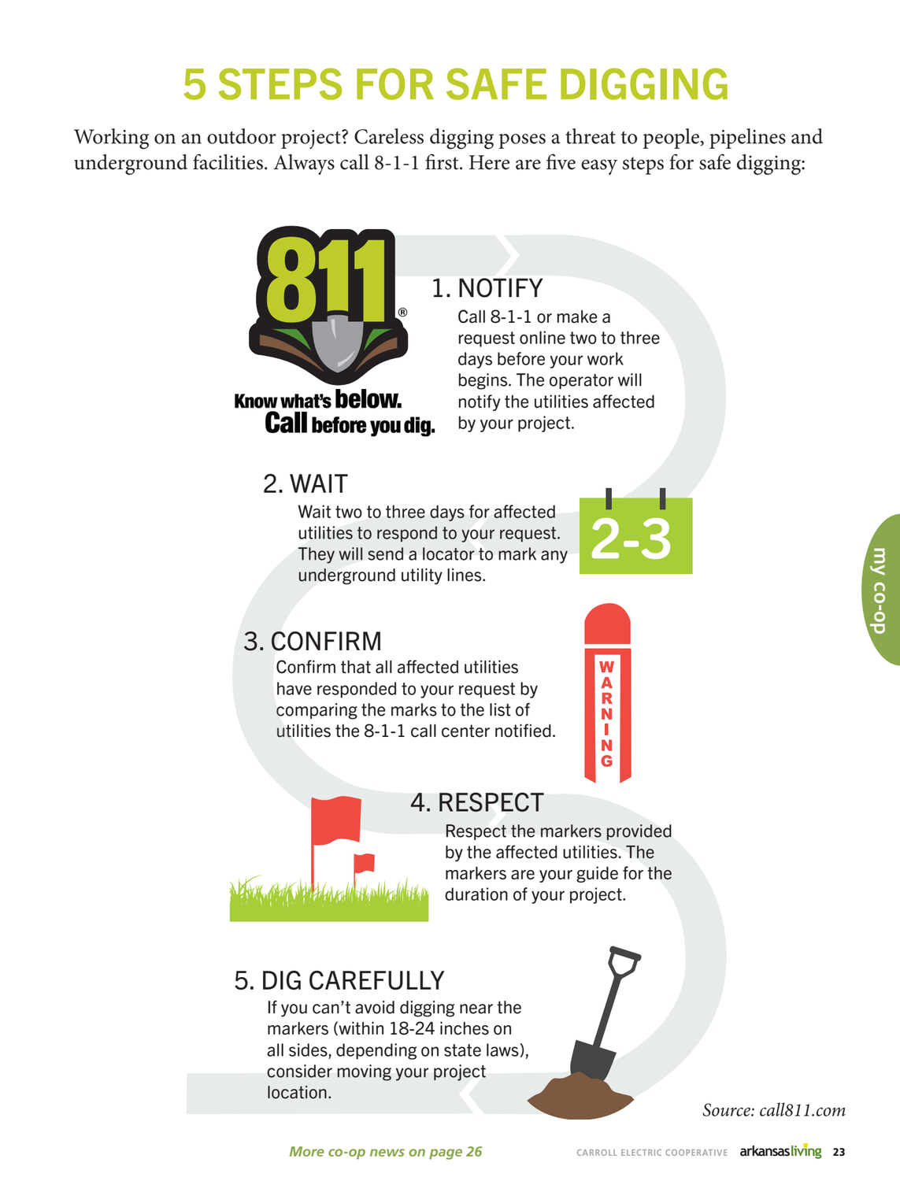# 5 STEPS FOR SAFE DIGGING

Working on an outdoor project? Careless digging poses a threat to people, pipelines and underground facilities. Always call 8-1-1 first. Here are five easy steps for safe digging:

811®

Know what's **below.**
**Call** before you dig.

## 1. NOTIFY

Call 8-1-1 or make a request online two to three days before your work begins. The operator will notify the utilities affected by your project.

## 2. WAIT

Wait two to three days for affected utilities to respond to your request. They will send a locator to mark any underground utility lines.

2-3

## 3. CONFIRM

Confirm that all affected utilities have responded to your request by comparing the marks to the list of utilities the 8-1-1 call center notified.

WARNING

## 4. RESPECT

Respect the markers provided by the affected utilities. The markers are your guide for the duration of your project.

## 5. DIG CAREFULLY

If you can't avoid digging near the markers (within 18-24 inches on all sides, depending on state laws), consider moving your project location.

*Source: call811.com*

*More co-op news on page 26*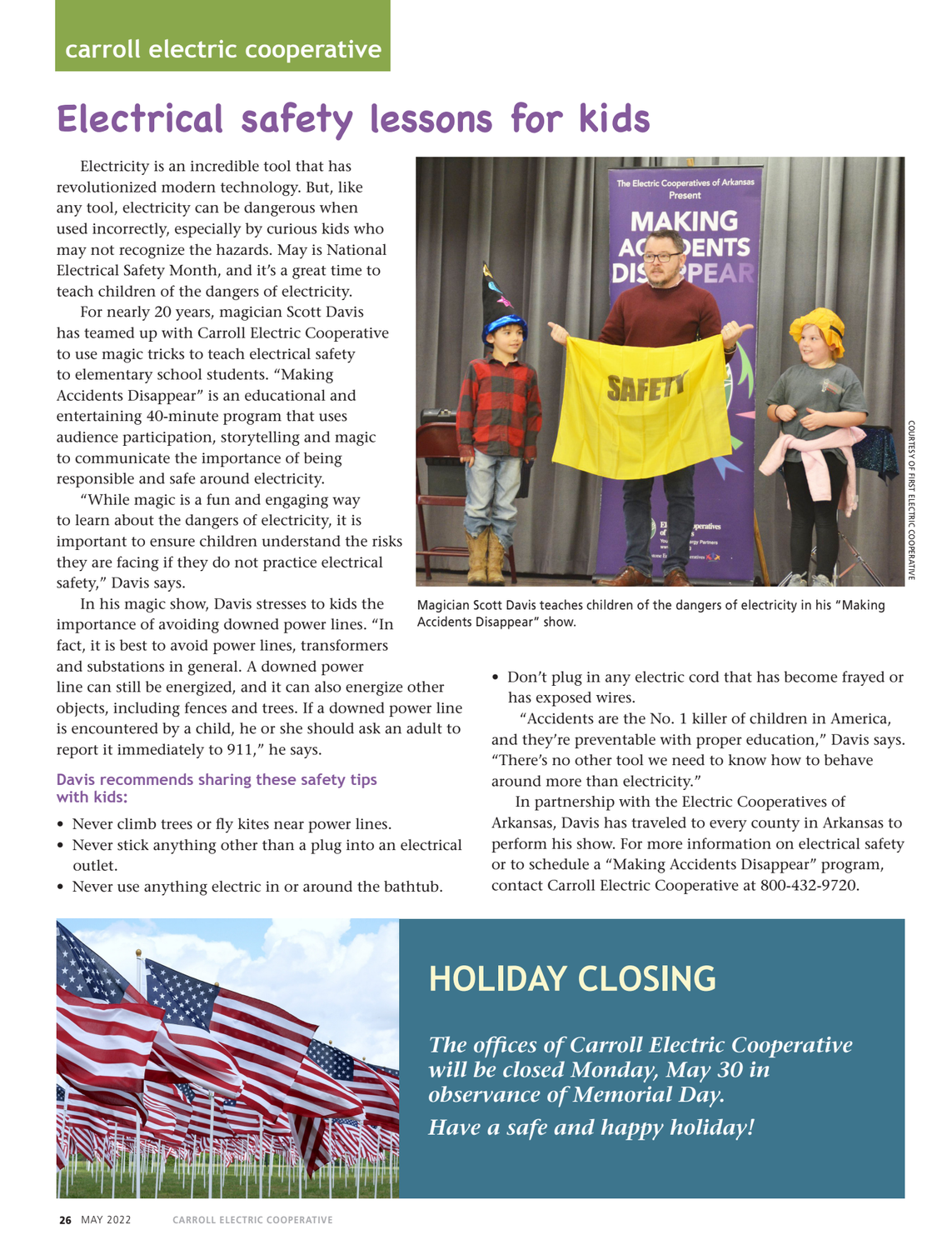carroll electric cooperative

# Electrical safety lessons for kids

Electricity is an incredible tool that has revolutionized modern technology. But, like any tool, electricity can be dangerous when used incorrectly, especially by curious kids who may not recognize the hazards. May is National Electrical Safety Month, and it's a great time to teach children of the dangers of electricity.

For nearly 20 years, magician Scott Davis has teamed up with Carroll Electric Cooperative to use magic tricks to teach electrical safety to elementary school students. "Making Accidents Disappear" is an educational and entertaining 40-minute program that uses audience participation, storytelling and magic to communicate the importance of being responsible and safe around electricity.

"While magic is a fun and engaging way to learn about the dangers of electricity, it is important to ensure children understand the risks they are facing if they do not practice electrical safety," Davis says.

Magician Scott Davis teaches children of the dangers of electricity in his "Making Accidents Disappear" show.

COURTESY OF FIRST ELECTRIC COOPERATIVE

In his magic show, Davis stresses to kids the importance of avoiding downed power lines. "In fact, it is best to avoid power lines, transformers and substations in general. A downed power line can still be energized, and it can also energize other objects, including fences and trees. If a downed power line is encountered by a child, he or she should ask an adult to report it immediately to 911," he says.

### Davis recommends sharing these safety tips with kids:

- Never climb trees or fly kites near power lines.
- Never stick anything other than a plug into an electrical outlet.
- Never use anything electric in or around the bathtub.
- Don't plug in any electric cord that has become frayed or has exposed wires.

"Accidents are the No. 1 killer of children in America, and they're preventable with proper education," Davis says. "There's no other tool we need to know how to behave around more than electricity."

In partnership with the Electric Cooperatives of Arkansas, Davis has traveled to every county in Arkansas to perform his show. For more information on electrical safety or to schedule a "Making Accidents Disappear" program, contact Carroll Electric Cooperative at 800-432-9720.

## HOLIDAY CLOSING

***The offices of Carroll Electric Cooperative will be closed Monday, May 30 in observance of Memorial Day.***

***Have a safe and happy holiday!***